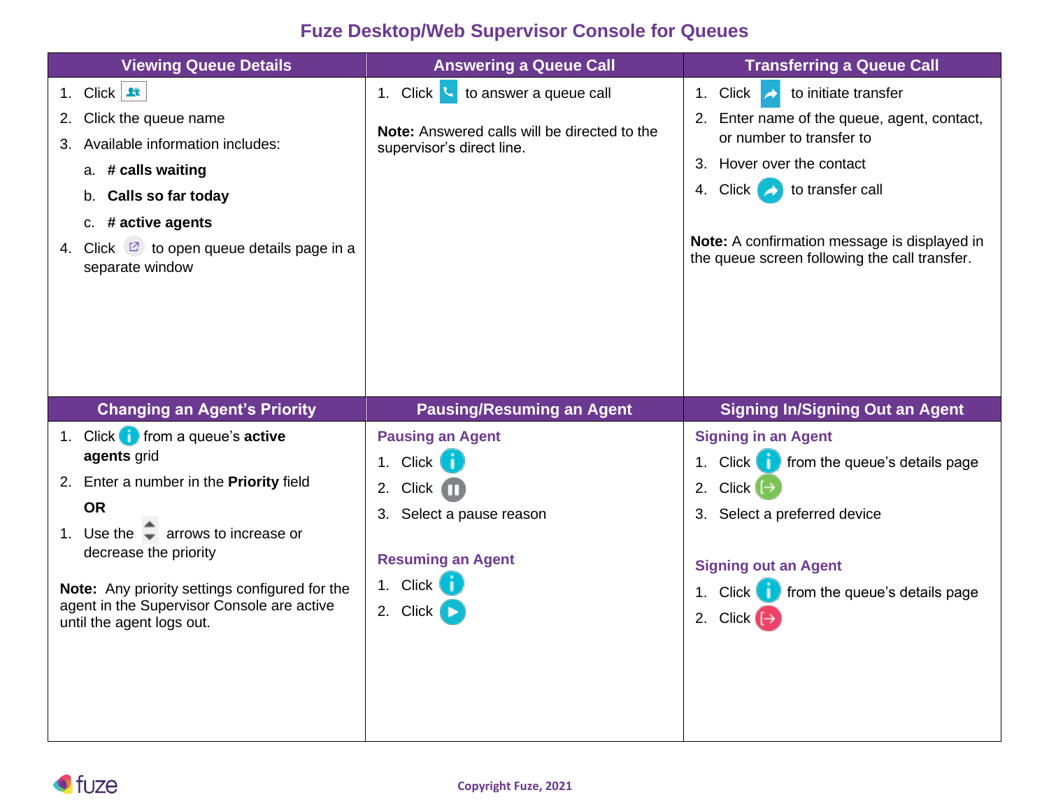# Fuze Desktop/Web Supervisor Console for Queues

## Viewing Queue Details

1. Click
2. Click the queue name
3. Available information includes:
   a. **# calls waiting**
   b. **Calls so far today**
   c. **# active agents**
4. Click to open queue details page in a separate window

## Answering a Queue Call

1. Click to answer a queue call

**Note:** Answered calls will be directed to the supervisor's direct line.

## Transferring a Queue Call

1. Click to initiate transfer
2. Enter name of the queue, agent, contact, or number to transfer to
3. Hover over the contact
4. Click to transfer call

**Note:** A confirmation message is displayed in the queue screen following the call transfer.

## Changing an Agent's Priority

1. Click from a queue's **active agents** grid
2. Enter a number in the **Priority** field

**OR**

1. Use the arrows to increase or decrease the priority

**Note:** Any priority settings configured for the agent in the Supervisor Console are active until the agent logs out.

## Pausing/Resuming an Agent

### Pausing an Agent

1. Click
2. Click
3. Select a pause reason

### Resuming an Agent

1. Click
2. Click

## Signing In/Signing Out an Agent

### Signing in an Agent

1. Click from the queue's details page
2. Click
3. Select a preferred device

### Signing out an Agent

1. Click from the queue's details page
2. Click

Copyright Fuze, 2021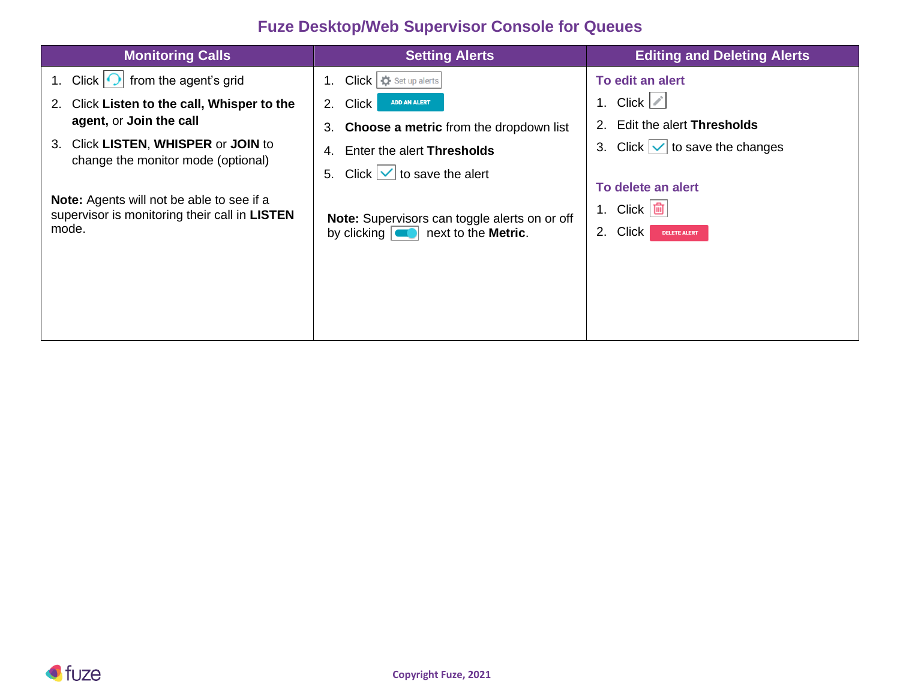# Fuze Desktop/Web Supervisor Console for Queues

| Monitoring Calls | Setting Alerts | Editing and Deleting Alerts |
| --- | --- | --- |
| 1. Click from the agent's grid<br>2. Click **Listen to the call, Whisper to the agent,** or **Join the call**<br>3. Click **LISTEN**, **WHISPER** or **JOIN** to change the monitor mode (optional)<br><br>**Note:** Agents will not be able to see if a supervisor is monitoring their call in **LISTEN** mode. | 1. Click Set up alerts<br>2. Click ADD AN ALERT<br>3. **Choose a metric** from the dropdown list<br>4. Enter the alert **Thresholds**<br>5. Click to save the alert<br><br>**Note:** Supervisors can toggle alerts on or off by clicking next to the **Metric**. | **To edit an alert**<br>1. Click<br>2. Edit the alert **Thresholds**<br>3. Click to save the changes<br><br>**To delete an alert**<br>1. Click<br>2. Click DELETE ALERT |

Copyright Fuze, 2021